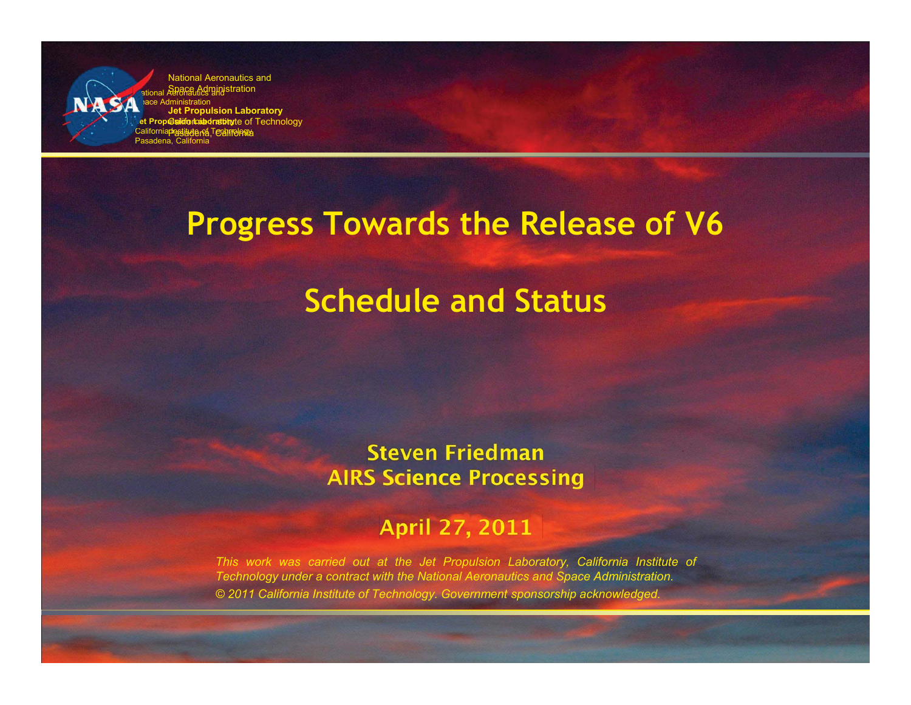National Aeronautics and Space Administration

**Jet Propulsion Laboratory**
California Institute of Technology
Pasadena, California

# Progress Towards the Release of V6

# Schedule and Status

**Steven Friedman**
**AIRS Science Processing**

**April 27, 2011**

*This work was carried out at the Jet Propulsion Laboratory, California Institute of Technology under a contract with the National Aeronautics and Space Administration.*
*© 2011 California Institute of Technology. Government sponsorship acknowledged.*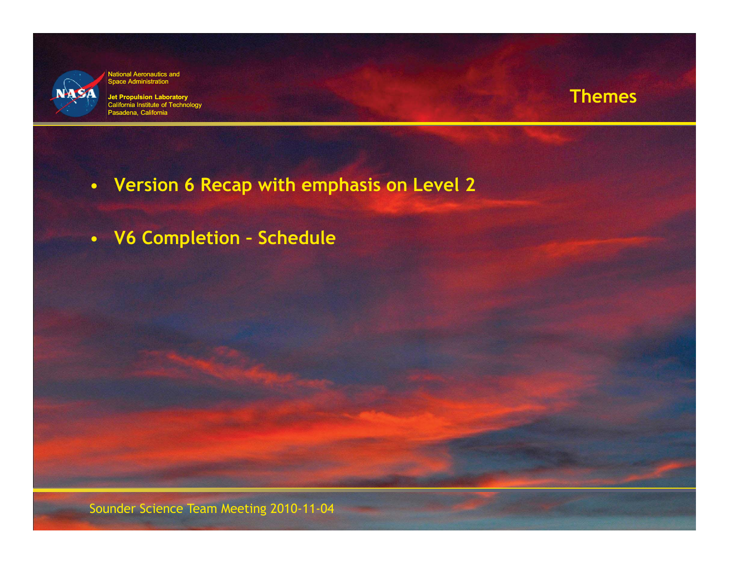# Themes

- **Version 6 Recap with emphasis on Level 2**

- **V6 Completion – Schedule**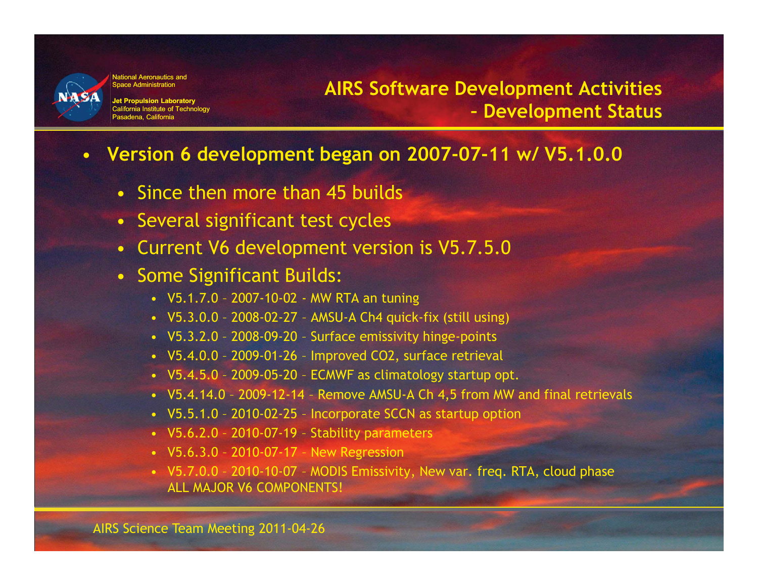# AIRS Software Development Activities – Development Status

- **Version 6 development began on 2007-07-11 w/ V5.1.0.0**
  - Since then more than 45 builds
  - Several significant test cycles
  - Current V6 development version is V5.7.5.0
  - Some Significant Builds:
    - V5.1.7.0 – 2007-10-02 - MW RTA an tuning
    - V5.3.0.0 – 2008-02-27 – AMSU-A Ch4 quick-fix (still using)
    - V5.3.2.0 – 2008-09-20 – Surface emissivity hinge-points
    - V5.4.0.0 – 2009-01-26 – Improved $CO_2$, surface retrieval
    - V5.4.5.0 – 2009-05-20 – ECMWF as climatology startup opt.
    - V5.4.14.0 – 2009-12-14 – Remove AMSU-A Ch 4,5 from MW and final retrievals
    - V5.5.1.0 – 2010-02-25 – Incorporate SCCN as startup option
    - V5.6.2.0 – 2010-07-19 – Stability parameters
    - V5.6.3.0 – 2010-07-17 – New Regression
    - V5.7.0.0 – 2010-10-07 – MODIS Emissivity, New var. freq. RTA, cloud phase ALL MAJOR V6 COMPONENTS!

AIRS Science Team Meeting 2011-04-26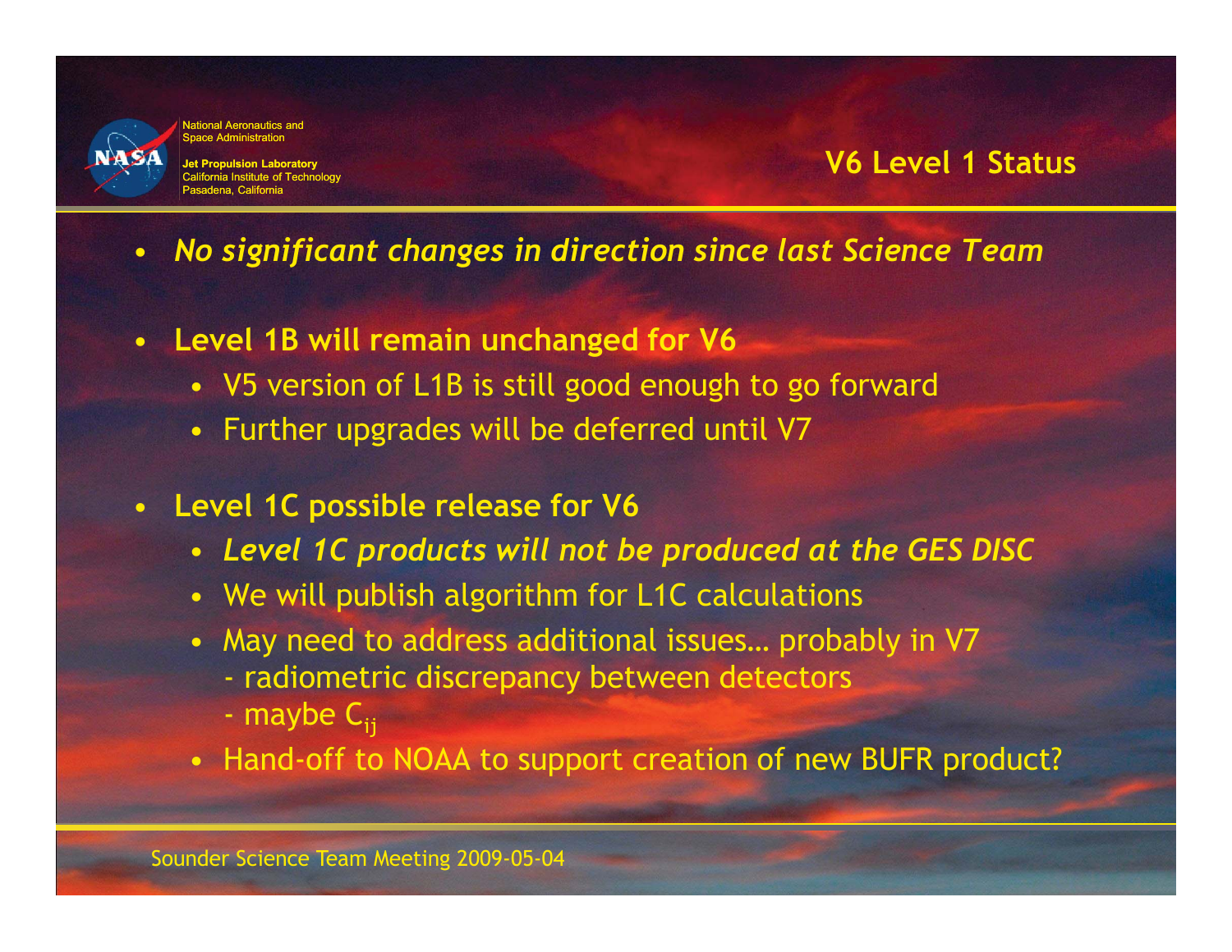# V6 Level 1 Status

- *No significant changes in direction since last Science Team*

- **Level 1B will remain unchanged for V6**
  - V5 version of L1B is still good enough to go forward
  - Further upgrades will be deferred until V7

- **Level 1C possible release for V6**
  - *Level 1C products will not be produced at the GES DISC*
  - We will publish algorithm for L1C calculations
  - May need to address additional issues… probably in V7
    - radiometric discrepancy between detectors
    - maybe $C_{ij}$
  - Hand-off to NOAA to support creation of new BUFR product?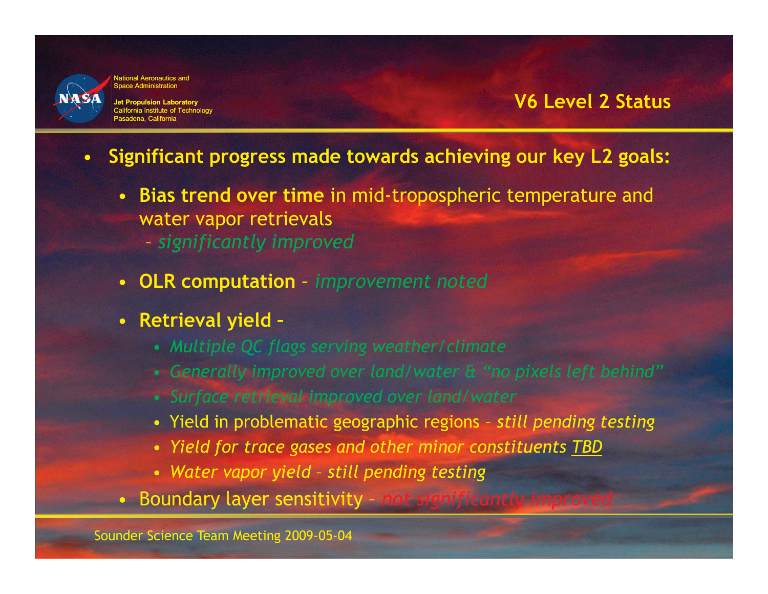## V6 Level 2 Status

- **Significant progress made towards achieving our key L2 goals:**
  - **Bias trend over time** in mid-tropospheric temperature and water vapor retrievals
    - *significantly improved*
  - **OLR computation** – *improvement noted*
  - **Retrieval yield** –
    - *Multiple QC flags serving weather/climate*
    - *Generally improved over land/water & "no pixels left behind"*
    - *Surface retrieval improved over land/water*
    - Yield in problematic geographic regions – *still pending testing*
    - *Yield for trace gases and other minor constituents TBD*
    - *Water vapor yield – still pending testing*
  - Boundary layer sensitivity – *not significantly improved*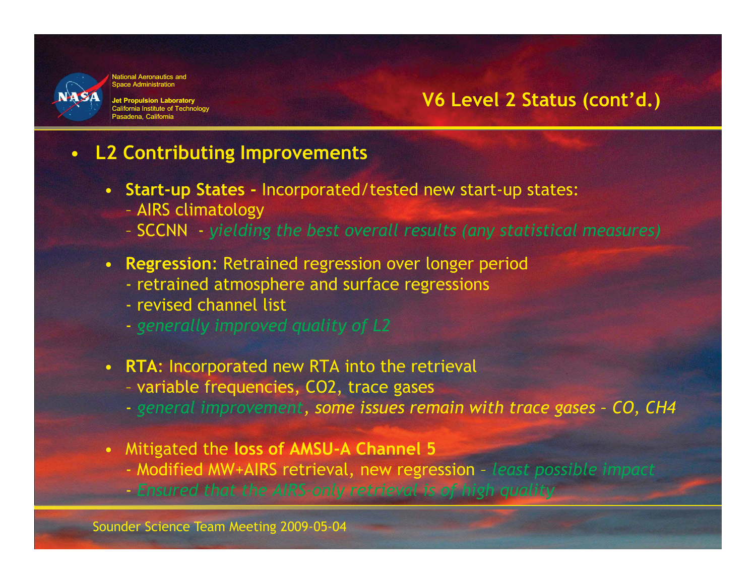## V6 Level 2 Status (cont'd.)

- **L2 Contributing Improvements**
  - **Start-up States -** Incorporated/tested new start-up states:
    - AIRS climatology
    - SCCNN - *yielding the best overall results (any statistical measures)*
  - **Regression**: Retrained regression over longer period
    - retrained atmosphere and surface regressions
    - revised channel list
    - *generally improved quality of L2*
  - **RTA**: Incorporated new RTA into the retrieval
    - variable frequencies, $CO_2$, trace gases
    - *general improvement, some issues remain with trace gases – CO, $CH_4$*
  - Mitigated the **loss of AMSU-A Channel 5**
    - Modified MW+AIRS retrieval, new regression – *least possible impact*
    - *Ensured that the AIRS-only retrieval is of high quality*

Sounder Science Team Meeting 2009-05-04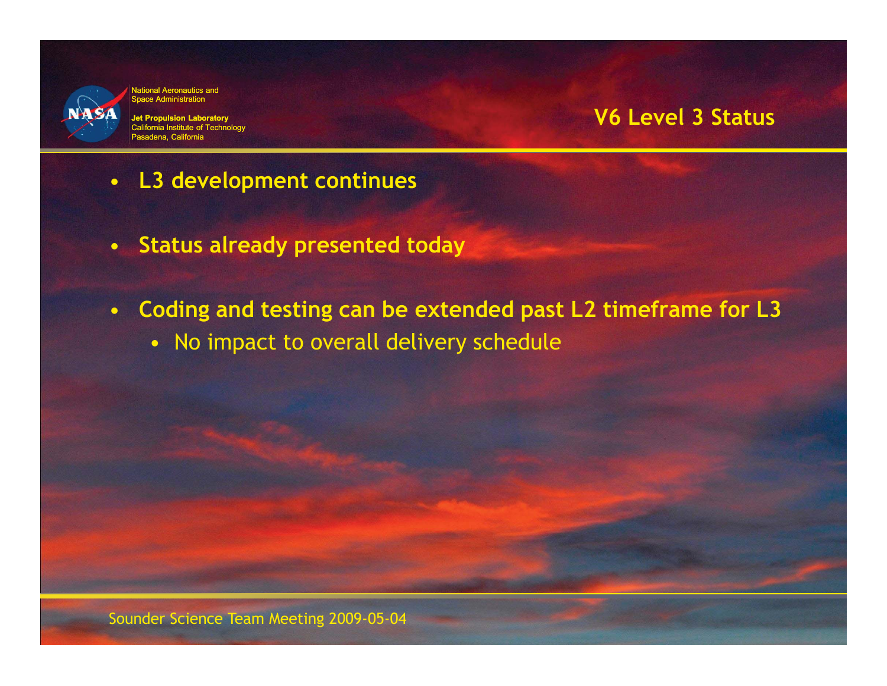## V6 Level 3 Status

- **L3 development continues**
- **Status already presented today**
- **Coding and testing can be extended past L2 timeframe for L3**
  - No impact to overall delivery schedule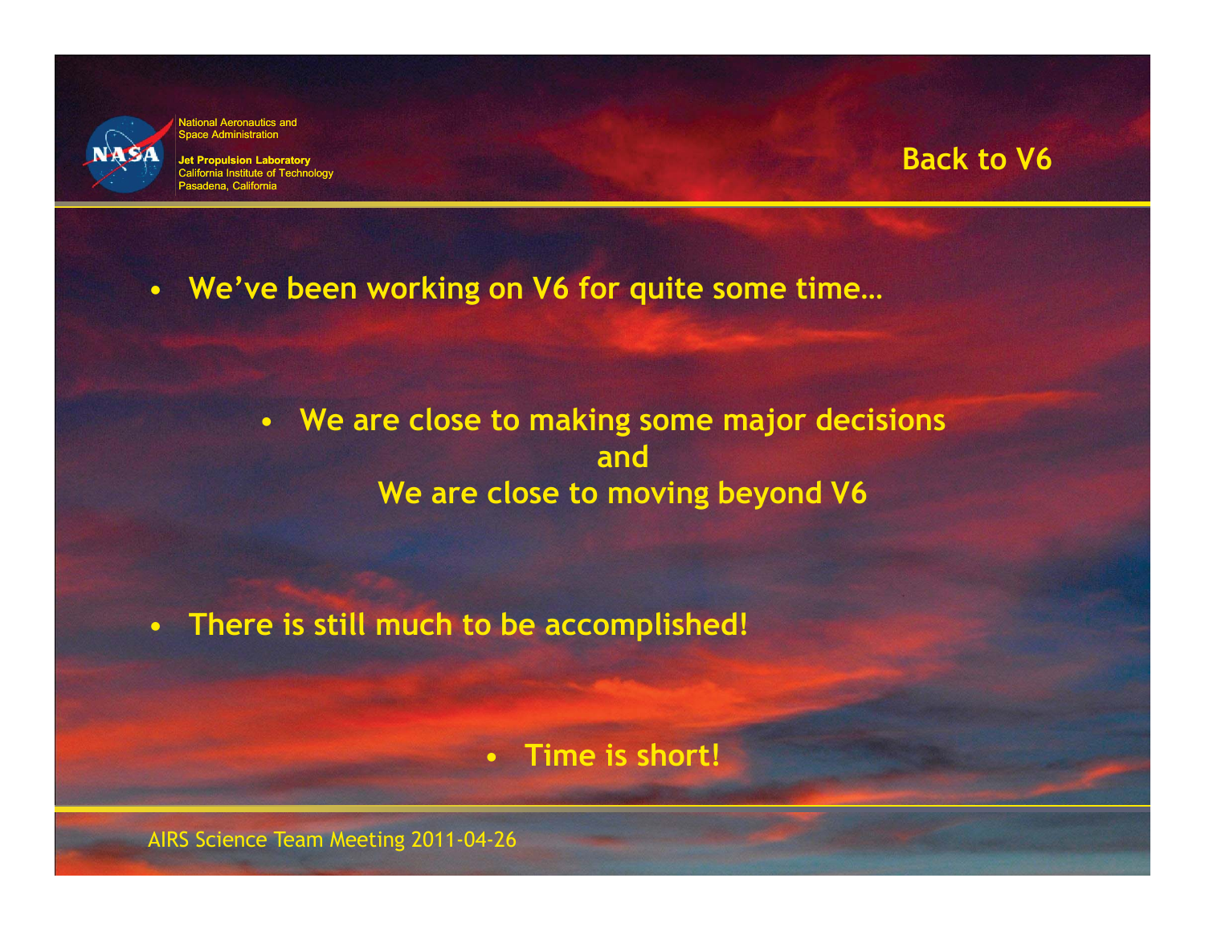# Back to V6

- **We've been working on V6 for quite some time…**
  - **We are close to making some major decisions**
    **and**
    **We are close to moving beyond V6**
- **There is still much to be accomplished!**
  - **Time is short!**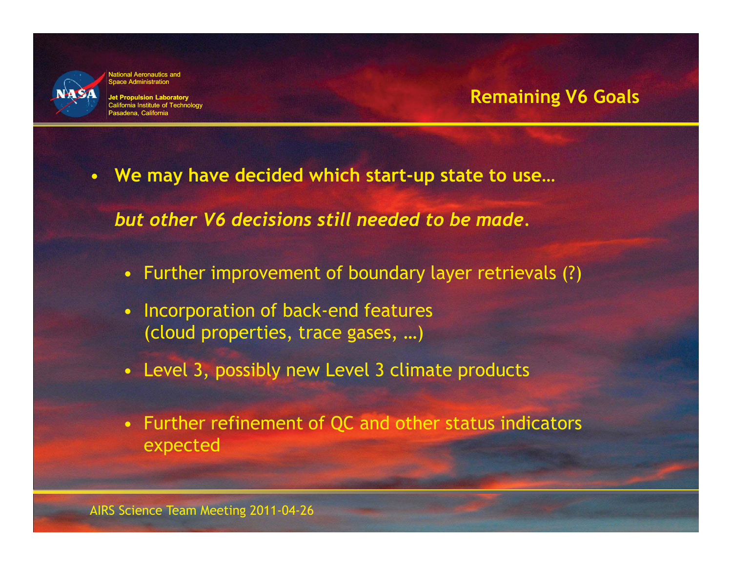# Remaining V6 Goals

- **We may have decided which start-up state to use…**

  ***but other V6 decisions still needed to be made*.**

  - Further improvement of boundary layer retrievals (?)
  - Incorporation of back-end features (cloud properties, trace gases, …)
  - Level 3, possibly new Level 3 climate products
  - Further refinement of QC and other status indicators expected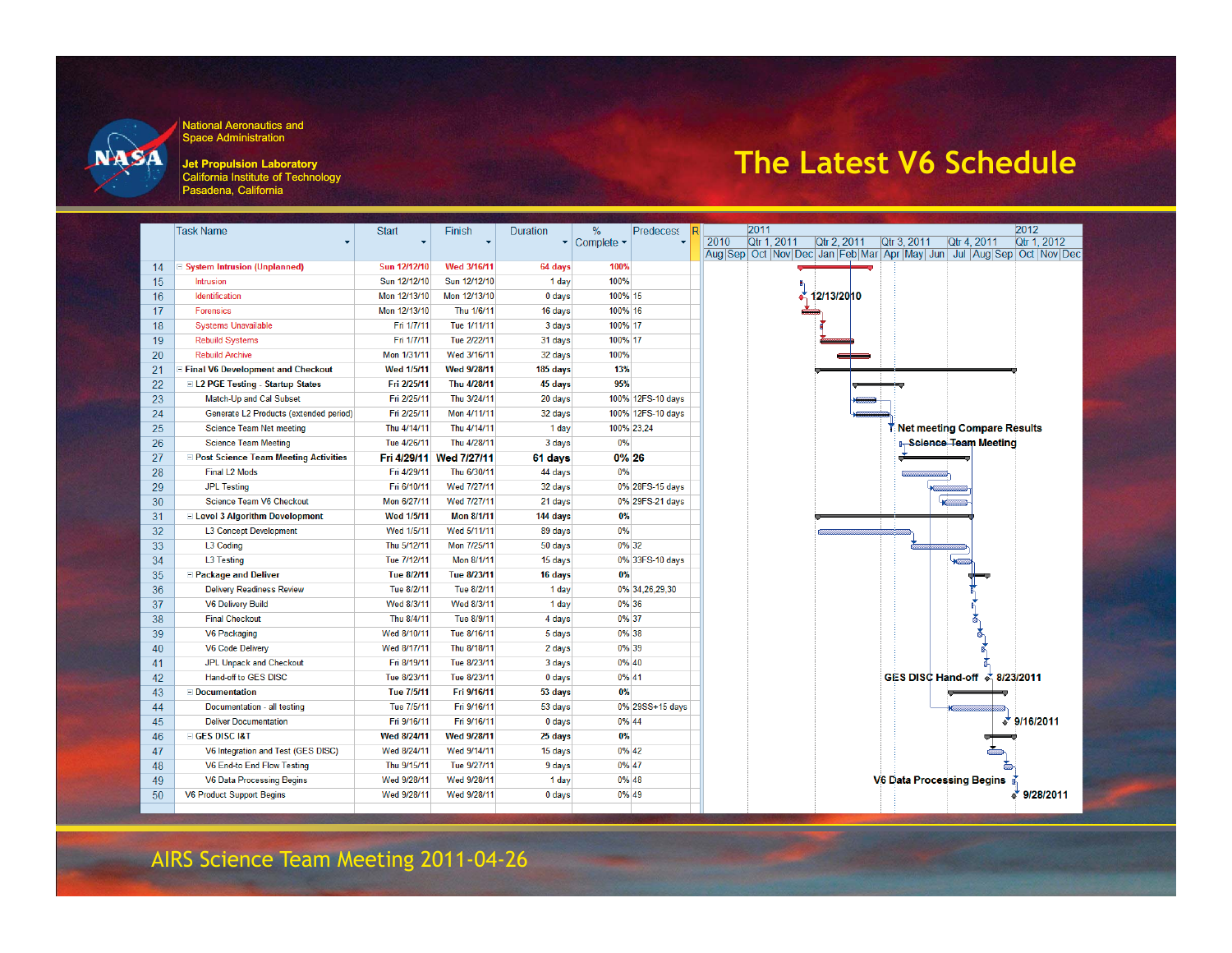National Aeronautics and Space Administration

**Jet Propulsion Laboratory**
California Institute of Technology
Pasadena, California

# The Latest V6 Schedule

| ID | Task Name | Start | Finish | Duration | % Complete | Predecessors |
|---|---|---|---|---|---|---|
| 14 | System Intrusion (Unplanned) | Sun 12/12/10 | Wed 3/16/11 | 64 days | 100% | |
| 15 | Intrusion | Sun 12/12/10 | Sun 12/12/10 | 1 day | 100% | |
| 16 | Identification | Mon 12/13/10 | Mon 12/13/10 | 0 days | 100% | 15 |
| 17 | Forensics | Mon 12/13/10 | Thu 1/6/11 | 16 days | 100% | 16 |
| 18 | Systems Unavailable | Fri 1/7/11 | Tue 1/11/11 | 3 days | 100% | 17 |
| 19 | Rebuild Systems | Fri 1/7/11 | Tue 2/22/11 | 31 days | 100% | 17 |
| 20 | Rebuild Archive | Mon 1/31/11 | Wed 3/16/11 | 32 days | 100% | |
| 21 | Final V6 Development and Checkout | Wed 1/5/11 | Wed 9/28/11 | 185 days | 13% | |
| 22 | L2 PGE Testing - Startup States | Fri 2/25/11 | Thu 4/28/11 | 45 days | 95% | |
| 23 | Match-Up and Cal Subset | Fri 2/25/11 | Thu 3/24/11 | 20 days | 100% | 12FS-10 days |
| 24 | Generate L2 Products (extended period) | Fri 2/25/11 | Mon 4/11/11 | 32 days | 100% | 12FS-10 days |
| 25 | Science Team Net meeting | Thu 4/14/11 | Thu 4/14/11 | 1 day | 100% | 23,24 |
| 26 | Science Team Meeting | Tue 4/26/11 | Thu 4/28/11 | 3 days | 0% | |
| 27 | Post Science Team Meeting Activities | Fri 4/29/11 | Wed 7/27/11 | 61 days | 0% | 26 |
| 28 | Final L2 Mods | Fri 4/29/11 | Thu 6/30/11 | 44 days | 0% | |
| 29 | JPL Testing | Fri 6/10/11 | Wed 7/27/11 | 32 days | 0% | 28FS-15 days |
| 30 | Science Team V6 Checkout | Mon 6/27/11 | Wed 7/27/11 | 21 days | 0% | 29FS-21 days |
| 31 | Level 3 Algorithm Development | Wed 1/5/11 | Mon 8/1/11 | 144 days | 0% | |
| 32 | L3 Concept Development | Wed 1/5/11 | Wed 5/11/11 | 89 days | 0% | |
| 33 | L3 Coding | Thu 5/12/11 | Mon 7/25/11 | 50 days | 0% | 32 |
| 34 | L3 Testing | Tue 7/12/11 | Mon 8/1/11 | 15 days | 0% | 33FS-10 days |
| 35 | Package and Deliver | Tue 8/2/11 | Tue 8/23/11 | 16 days | 0% | |
| 36 | Delivery Readiness Review | Tue 8/2/11 | Tue 8/2/11 | 1 day | 0% | 34,26,29,30 |
| 37 | V6 Delivery Build | Wed 8/3/11 | Wed 8/3/11 | 1 day | 0% | 36 |
| 38 | Final Checkout | Thu 8/4/11 | Tue 8/9/11 | 4 days | 0% | 37 |
| 39 | V6 Packaging | Wed 8/10/11 | Tue 8/16/11 | 5 days | 0% | 38 |
| 40 | V6 Code Delivery | Wed 8/17/11 | Thu 8/18/11 | 2 days | 0% | 39 |
| 41 | JPL Unpack and Checkout | Fri 8/19/11 | Tue 8/23/11 | 3 days | 0% | 40 |
| 42 | Hand-off to GES DISC | Tue 8/23/11 | Tue 8/23/11 | 0 days | 0% | 41 |
| 43 | Documentation | Tue 7/5/11 | Fri 9/16/11 | 53 days | 0% | |
| 44 | Documentation - all testing | Tue 7/5/11 | Fri 9/16/11 | 53 days | 0% | 29SS+15 days |
| 45 | Deliver Documentation | Fri 9/16/11 | Fri 9/16/11 | 0 days | 0% | 44 |
| 46 | GES DISC I&T | Wed 8/24/11 | Wed 9/28/11 | 25 days | 0% | |
| 47 | V6 Integration and Test (GES DISC) | Wed 8/24/11 | Wed 9/14/11 | 15 days | 0% | 42 |
| 48 | V6 End-to End Flow Testing | Thu 9/15/11 | Tue 9/27/11 | 9 days | 0% | 47 |
| 49 | V6 Data Processing Begins | Wed 9/28/11 | Wed 9/28/11 | 1 day | 0% | 48 |
| 50 | V6 Product Support Begins | Wed 9/28/11 | Wed 9/28/11 | 0 days | 0% | 49 |

Gantt chart milestones: 12/13/2010; Net meeting Compare Results; Science Team Meeting; GES DISC Hand-off 8/23/2011; 9/16/2011; V6 Data Processing Begins; 9/28/2011

AIRS Science Team Meeting 2011-04-26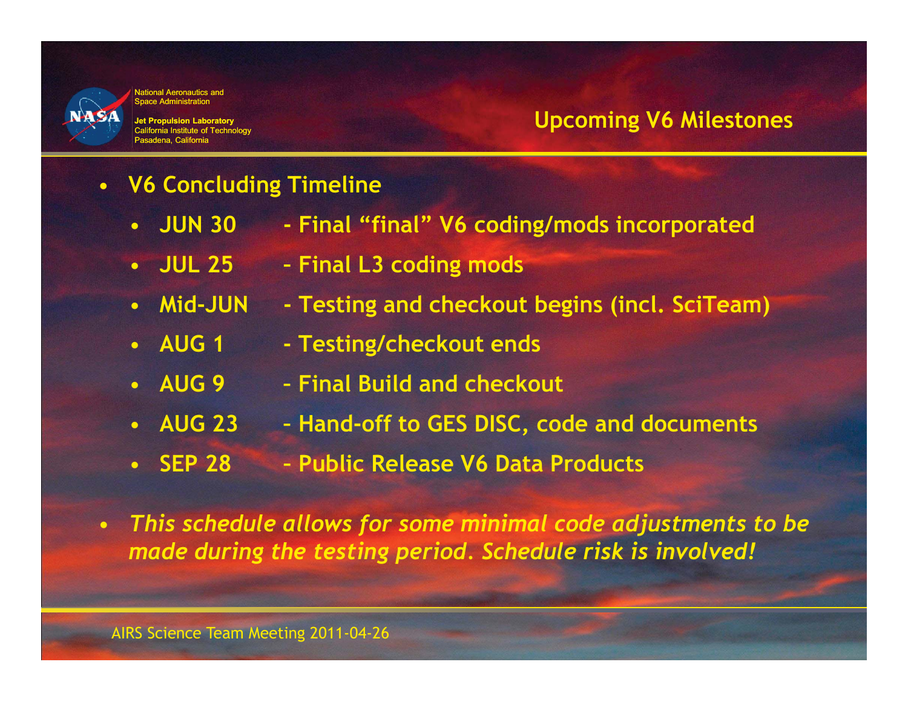## Upcoming V6 Milestones

- **V6 Concluding Timeline**
  - **JUN 30** - Final “final” V6 coding/mods incorporated
  - **JUL 25** – Final L3 coding mods
  - **Mid-JUN** - Testing and checkout begins (incl. SciTeam)
  - **AUG 1** - Testing/checkout ends
  - **AUG 9** – Final Build and checkout
  - **AUG 23** – Hand-off to GES DISC, code and documents
  - **SEP 28** – Public Release V6 Data Products

- *This schedule allows for some minimal code adjustments to be made during the testing period. Schedule risk is involved!*